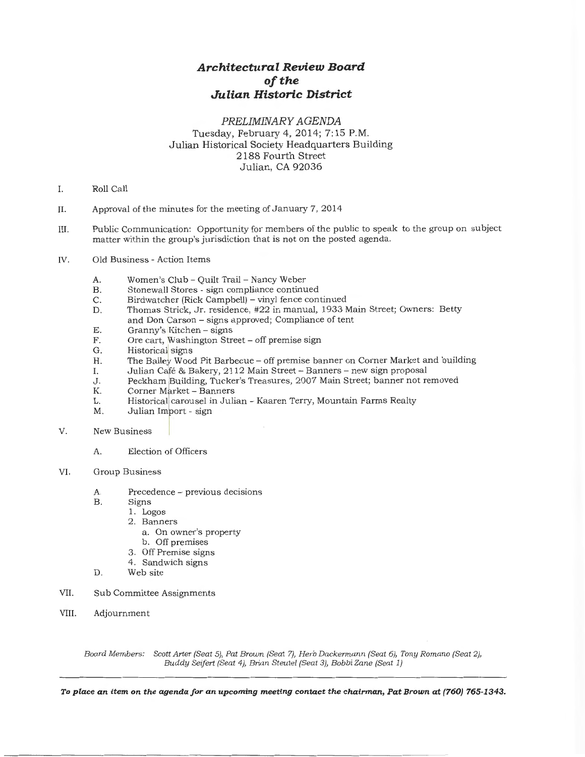# *Architectural Review Board*
# *of the*
# *Julian Historic District*

*PRELIMINARY AGENDA*
Tuesday, February 4, 2014; 7:15 P.M.
Julian Historical Society Headquarters Building
2188 Fourth Street
Julian, CA 92036

I. Roll Call

II. Approval of the minutes for the meeting of January 7, 2014

III. Public Communication: Opportunity for members of the public to speak to the group on subject matter within the group's jurisdiction that is not on the posted agenda.

IV. Old Business - Action Items

   A. Women's Club – Quilt Trail – Nancy Weber
   B. Stonewall Stores - sign compliance continued
   C. Birdwatcher (Rick Campbell) – vinyl fence continued
   D. Thomas Strick, Jr. residence, #22 in manual, 1933 Main Street; Owners: Betty and Don Carson – signs approved; Compliance of tent
   E. Granny's Kitchen – signs
   F. Ore cart, Washington Street – off premise sign
   G. Historical signs
   H. The Bailey Wood Pit Barbecue – off premise banner on Corner Market and building
   I. Julian Café & Bakery, 2112 Main Street – Banners – new sign proposal
   J. Peckham Building, Tucker's Treasures, 2007 Main Street; banner not removed
   K. Corner Market – Banners
   L. Historical carousel in Julian - Kaaren Terry, Mountain Farms Realty
   M. Julian Import - sign

V. New Business

   A. Election of Officers

VI. Group Business

   A. Precedence – previous decisions
   B. Signs
      1. Logos
      2. Banners
         a. On owner's property
         b. Off premises
      3. Off Premise signs
      4. Sandwich signs
   D. Web site

VII. Sub Committee Assignments

VIII. Adjournment

*Board Members: Scott Arter (Seat 5), Pat Brown (Seat 7), Herb Dackermann (Seat 6), Tony Romano (Seat 2), Buddy Seifert (Seat 4), Brian Steutel (Seat 3), Bobbi Zane (Seat 1)*

***To place an item on the agenda for an upcoming meeting contact the chairman, Pat Brown at (760) 765-1343.***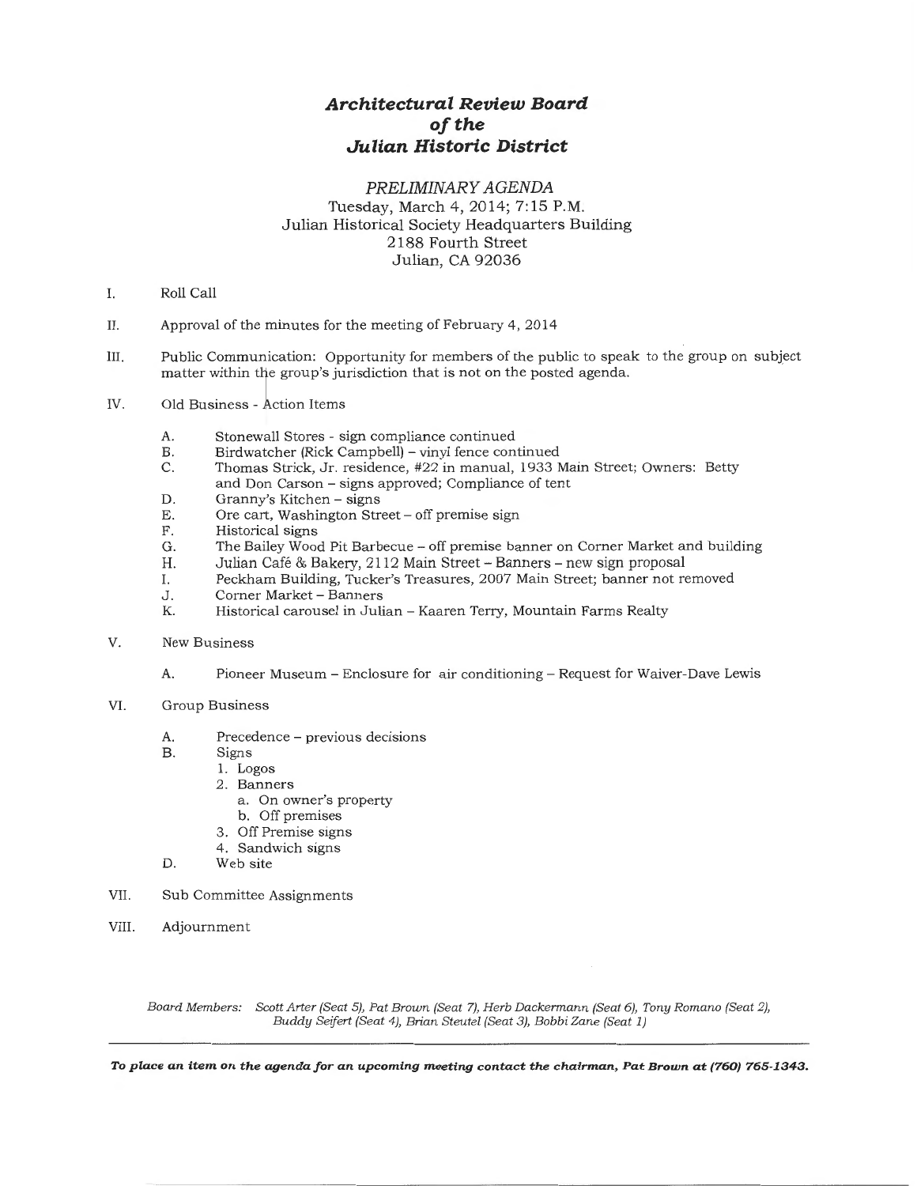# *Architectural Review Board of the Julian Historic District*

*PRELIMINARY AGENDA*

Tuesday, March 4, 2014; 7:15 P.M.
Julian Historical Society Headquarters Building
2188 Fourth Street
Julian, CA 92036

I. Roll Call

II. Approval of the minutes for the meeting of February 4, 2014

III. Public Communication: Opportunity for members of the public to speak to the group on subject matter within the group's jurisdiction that is not on the posted agenda.

IV. Old Business - Action Items

   A. Stonewall Stores - sign compliance continued
   B. Birdwatcher (Rick Campbell) – vinyl fence continued
   C. Thomas Strick, Jr. residence, #22 in manual, 1933 Main Street; Owners: Betty and Don Carson – signs approved; Compliance of tent
   D. Granny's Kitchen – signs
   E. Ore cart, Washington Street – off premise sign
   F. Historical signs
   G. The Bailey Wood Pit Barbecue – off premise banner on Corner Market and building
   H. Julian Café & Bakery, 2112 Main Street – Banners – new sign proposal
   I. Peckham Building, Tucker's Treasures, 2007 Main Street; banner not removed
   J. Corner Market – Banners
   K. Historical carousel in Julian – Kaaren Terry, Mountain Farms Realty

V. New Business

   A. Pioneer Museum – Enclosure for air conditioning – Request for Waiver-Dave Lewis

VI. Group Business

   A. Precedence – previous decisions
   B. Signs
      1. Logos
      2. Banners
         a. On owner's property
         b. Off premises
      3. Off Premise signs
      4. Sandwich signs
   D. Web site

VII. Sub Committee Assignments

VIII. Adjournment

*Board Members: Scott Arter (Seat 5), Pat Brown (Seat 7), Herb Dackermann (Seat 6), Tony Romano (Seat 2), Buddy Seifert (Seat 4), Brian Steutel (Seat 3), Bobbi Zane (Seat 1)*

***To place an item on the agenda for an upcoming meeting contact the chairman, Pat Brown at (760) 765-1343.***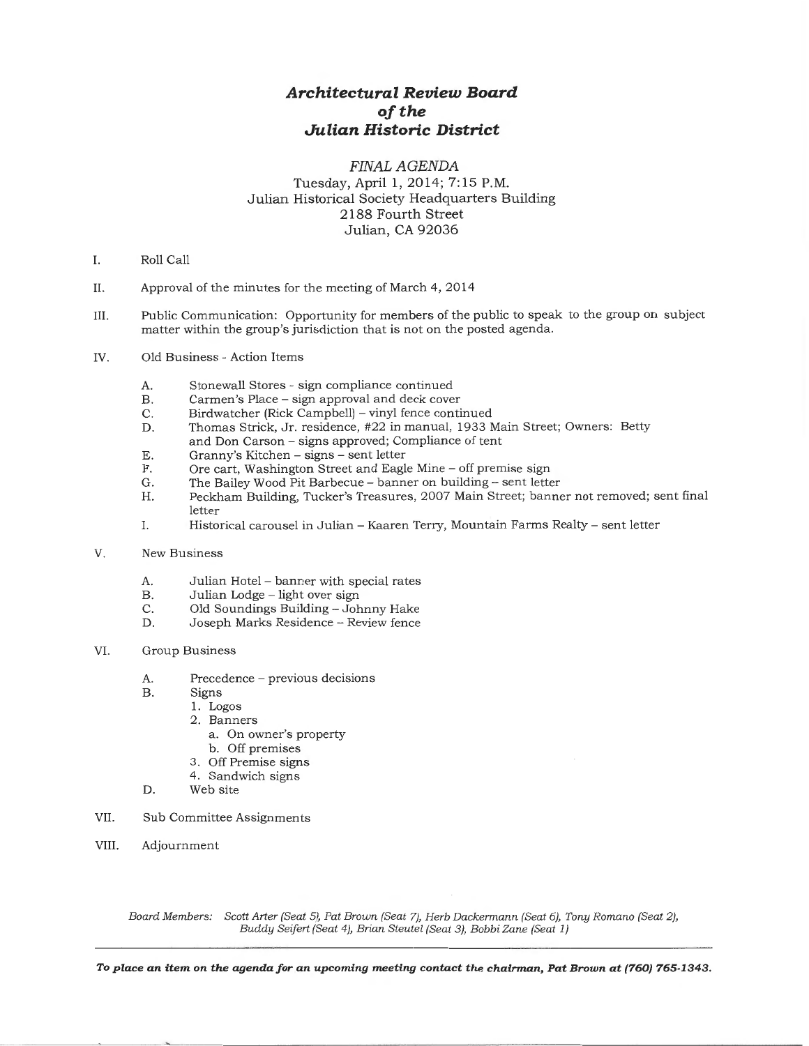# *Architectural Review Board of the Julian Historic District*

*FINAL AGENDA*

Tuesday, April 1, 2014; 7:15 P.M.
Julian Historical Society Headquarters Building
2188 Fourth Street
Julian, CA 92036

I. Roll Call

II. Approval of the minutes for the meeting of March 4, 2014

III. Public Communication: Opportunity for members of the public to speak to the group on subject matter within the group's jurisdiction that is not on the posted agenda.

IV. Old Business - Action Items

   A. Stonewall Stores - sign compliance continued
   B. Carmen's Place – sign approval and deck cover
   C. Birdwatcher (Rick Campbell) – vinyl fence continued
   D. Thomas Strick, Jr. residence, #22 in manual, 1933 Main Street; Owners: Betty and Don Carson – signs approved; Compliance of tent
   E. Granny's Kitchen – signs – sent letter
   F. Ore cart, Washington Street and Eagle Mine – off premise sign
   G. The Bailey Wood Pit Barbecue – banner on building – sent letter
   H. Peckham Building, Tucker's Treasures, 2007 Main Street; banner not removed; sent final letter
   I. Historical carousel in Julian – Kaaren Terry, Mountain Farms Realty – sent letter

V. New Business

   A. Julian Hotel – banner with special rates
   B. Julian Lodge – light over sign
   C. Old Soundings Building – Johnny Hake
   D. Joseph Marks Residence – Review fence

VI. Group Business

   A. Precedence – previous decisions
   B. Signs
      1. Logos
      2. Banners
         a. On owner's property
         b. Off premises
      3. Off Premise signs
      4. Sandwich signs
   D. Web site

VII. Sub Committee Assignments

VIII. Adjournment

*Board Members: Scott Arter (Seat 5), Pat Brown (Seat 7), Herb Dackermann (Seat 6), Tony Romano (Seat 2), Buddy Seifert (Seat 4), Brian Steutel (Seat 3), Bobbi Zane (Seat 1)*

***To place an item on the agenda for an upcoming meeting contact the chairman, Pat Brown at (760) 765-1343.***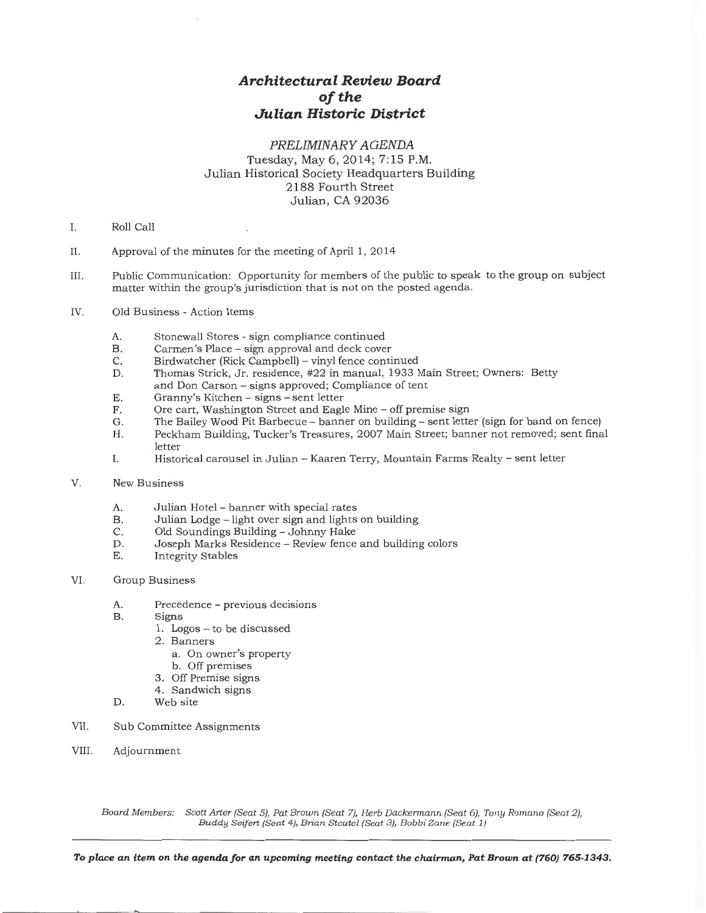# *Architectural Review Board of the Julian Historic District*

*PRELIMINARY AGENDA*
Tuesday, May 6, 2014; 7:15 P.M.
Julian Historical Society Headquarters Building
2188 Fourth Street
Julian, CA 92036

I. Roll Call

II. Approval of the minutes for the meeting of April 1, 2014

III. Public Communication: Opportunity for members of the public to speak to the group on subject matter within the group's jurisdiction that is not on the posted agenda.

IV. Old Business - Action Items

   A. Stonewall Stores - sign compliance continued
   B. Carmen's Place – sign approval and deck cover
   C. Birdwatcher (Rick Campbell) – vinyl fence continued
   D. Thomas Strick, Jr. residence, #22 in manual, 1933 Main Street; Owners: Betty and Don Carson – signs approved; Compliance of tent
   E. Granny's Kitchen – signs – sent letter
   F. Ore cart, Washington Street and Eagle Mine – off premise sign
   G. The Bailey Wood Pit Barbecue – banner on building – sent letter (sign for band on fence)
   H. Peckham Building, Tucker's Treasures, 2007 Main Street; banner not removed; sent final letter
   I. Historical carousel in Julian – Kaaren Terry, Mountain Farms Realty – sent letter

V. New Business

   A. Julian Hotel – banner with special rates
   B. Julian Lodge – light over sign and lights on building
   C. Old Soundings Building – Johnny Hake
   D. Joseph Marks Residence – Review fence and building colors
   E. Integrity Stables

VI. Group Business

   A. Precedence – previous decisions
   B. Signs
      1. Logos – to be discussed
      2. Banners
         a. On owner's property
         b. Off premises
      3. Off Premise signs
      4. Sandwich signs
   D. Web site

VII. Sub Committee Assignments

VIII. Adjournment

*Board Members: Scott Arter (Seat 5), Pat Brown (Seat 7), Herb Dackermann (Seat 6), Tony Romano (Seat 2), Buddy Seifert (Seat 4), Brian Steutel (Seat 3), Bobbi Zane (Seat 1)*

---

***To place an item on the agenda for an upcoming meeting contact the chairman, Pat Brown at (760) 765-1343.***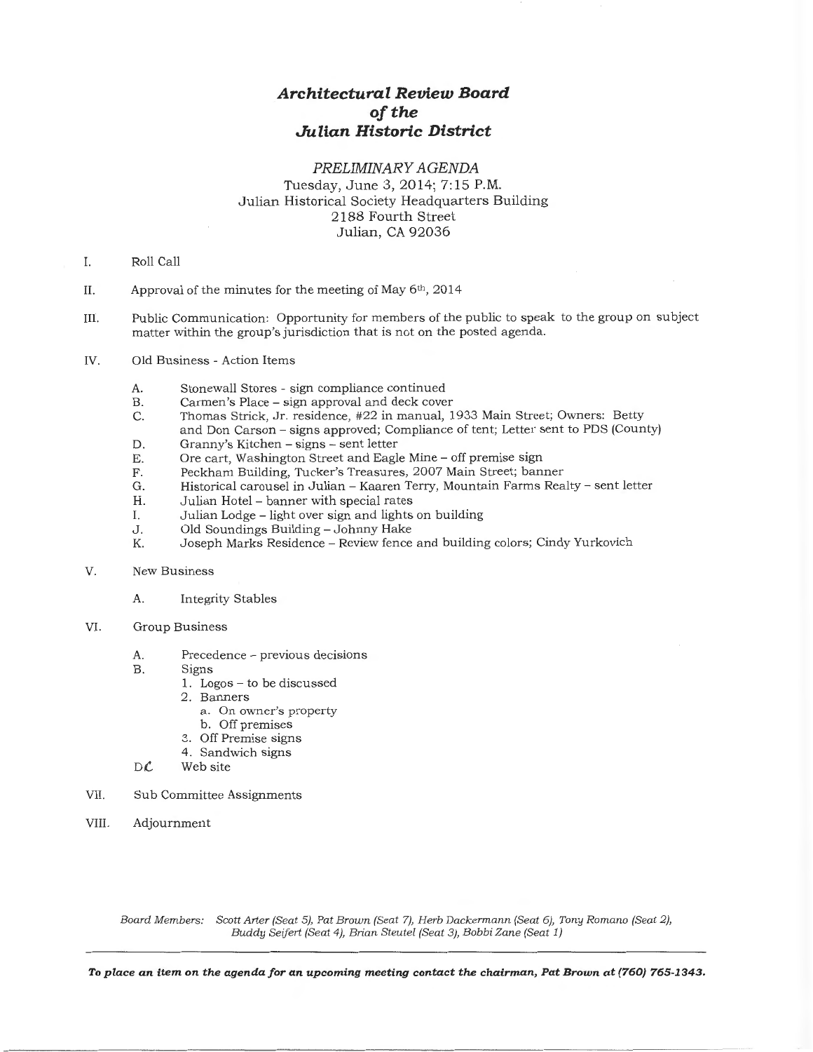# *Architectural Review Board of the Julian Historic District*

*PRELIMINARY AGENDA*
Tuesday, June 3, 2014; 7:15 P.M.
Julian Historical Society Headquarters Building
2188 Fourth Street
Julian, CA 92036

I. Roll Call

II. Approval of the minutes for the meeting of May 6th, 2014

III. Public Communication: Opportunity for members of the public to speak to the group on subject matter within the group's jurisdiction that is not on the posted agenda.

IV. Old Business - Action Items

   A. Stonewall Stores - sign compliance continued
   B. Carmen's Place – sign approval and deck cover
   C. Thomas Strick, Jr. residence, #22 in manual, 1933 Main Street; Owners: Betty and Don Carson – signs approved; Compliance of tent; Letter sent to PDS (County)
   D. Granny's Kitchen – signs – sent letter
   E. Ore cart, Washington Street and Eagle Mine – off premise sign
   F. Peckham Building, Tucker's Treasures, 2007 Main Street; banner
   G. Historical carousel in Julian – Kaaren Terry, Mountain Farms Realty – sent letter
   H. Julian Hotel – banner with special rates
   I. Julian Lodge – light over sign and lights on building
   J. Old Soundings Building – Johnny Hake
   K. Joseph Marks Residence – Review fence and building colors; Cindy Yurkovich

V. New Business

   A. Integrity Stables

VI. Group Business

   A. Precedence – previous decisions
   B. Signs
      1. Logos – to be discussed
      2. Banners
         a. On owner's property
         b. Off premises
      3. Off Premise signs
      4. Sandwich signs
   DC Web site

VII. Sub Committee Assignments

VIII. Adjournment

*Board Members: Scott Arter (Seat 5), Pat Brown (Seat 7), Herb Dackermann (Seat 6), Tony Romano (Seat 2), Buddy Seifert (Seat 4), Brian Steutel (Seat 3), Bobbi Zane (Seat 1)*

***To place an item on the agenda for an upcoming meeting contact the chairman, Pat Brown at (760) 765-1343.***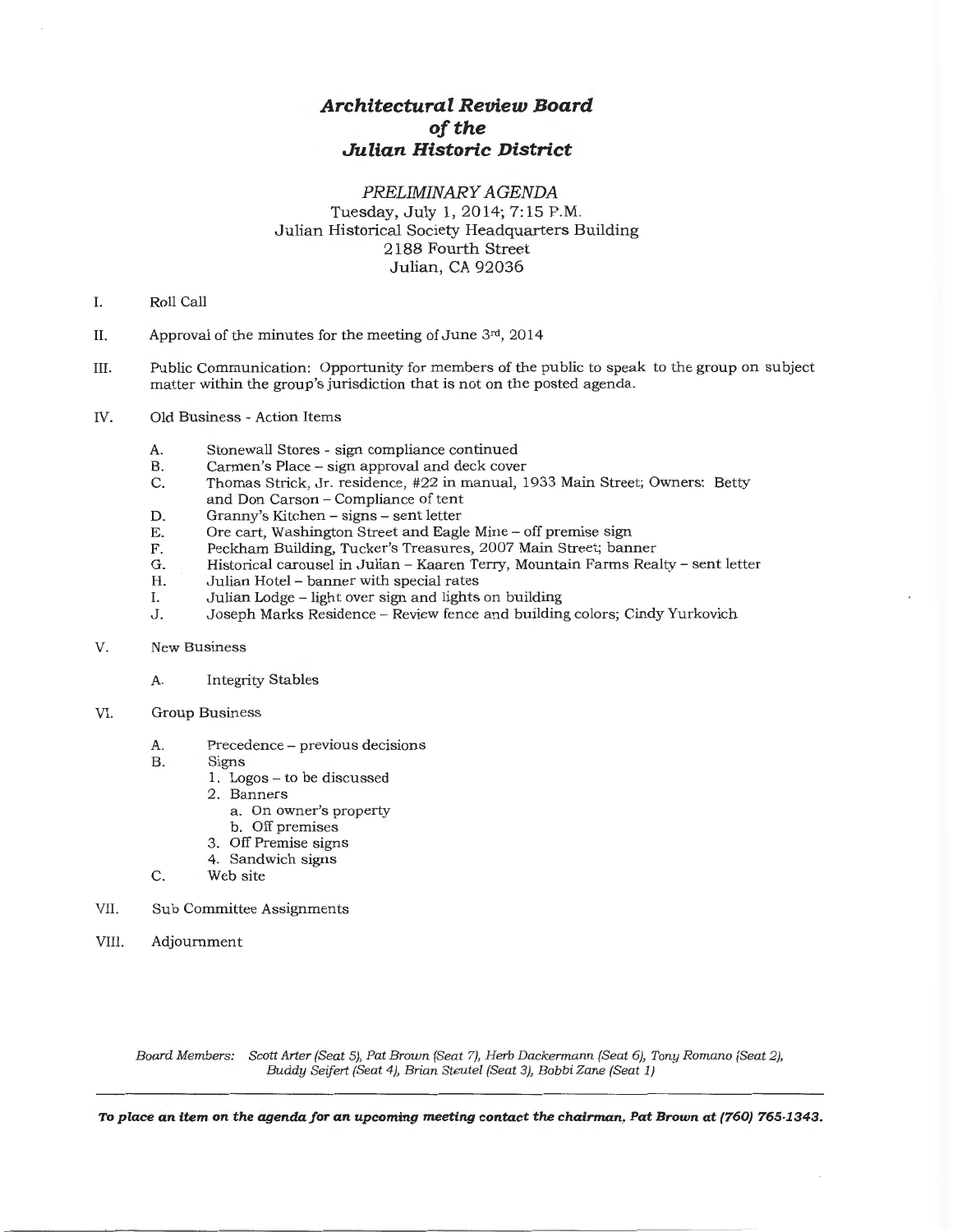# *Architectural Review Board of the Julian Historic District*

*PRELIMINARY AGENDA*
Tuesday, July 1, 2014; 7:15 P.M.
Julian Historical Society Headquarters Building
2188 Fourth Street
Julian, CA 92036

I. Roll Call

II. Approval of the minutes for the meeting of June 3rd, 2014

III. Public Communication: Opportunity for members of the public to speak to the group on subject matter within the group's jurisdiction that is not on the posted agenda.

IV. Old Business - Action Items

  A. Stonewall Stores - sign compliance continued
  B. Carmen's Place – sign approval and deck cover
  C. Thomas Strick, Jr. residence, #22 in manual, 1933 Main Street; Owners: Betty and Don Carson – Compliance of tent
  D. Granny's Kitchen – signs – sent letter
  E. Ore cart, Washington Street and Eagle Mine – off premise sign
  F. Peckham Building, Tucker's Treasures, 2007 Main Street; banner
  G. Historical carousel in Julian – Kaaren Terry, Mountain Farms Realty – sent letter
  H. Julian Hotel – banner with special rates
  I. Julian Lodge – light over sign and lights on building
  J. Joseph Marks Residence – Review fence and building colors; Cindy Yurkovich

V. New Business

  A. Integrity Stables

VI. Group Business

  A. Precedence – previous decisions
  B. Signs
    1. Logos – to be discussed
    2. Banners
      a. On owner's property
      b. Off premises
    3. Off Premise signs
    4. Sandwich signs
  C. Web site

VII. Sub Committee Assignments

VIII. Adjournment

*Board Members: Scott Arter (Seat 5), Pat Brown (Seat 7), Herb Dackermann (Seat 6), Tony Romano (Seat 2), Buddy Seifert (Seat 4), Brian Steutel (Seat 3), Bobbi Zane (Seat 1)*

***To place an item on the agenda for an upcoming meeting contact the chairman, Pat Brown at (760) 765-1343.***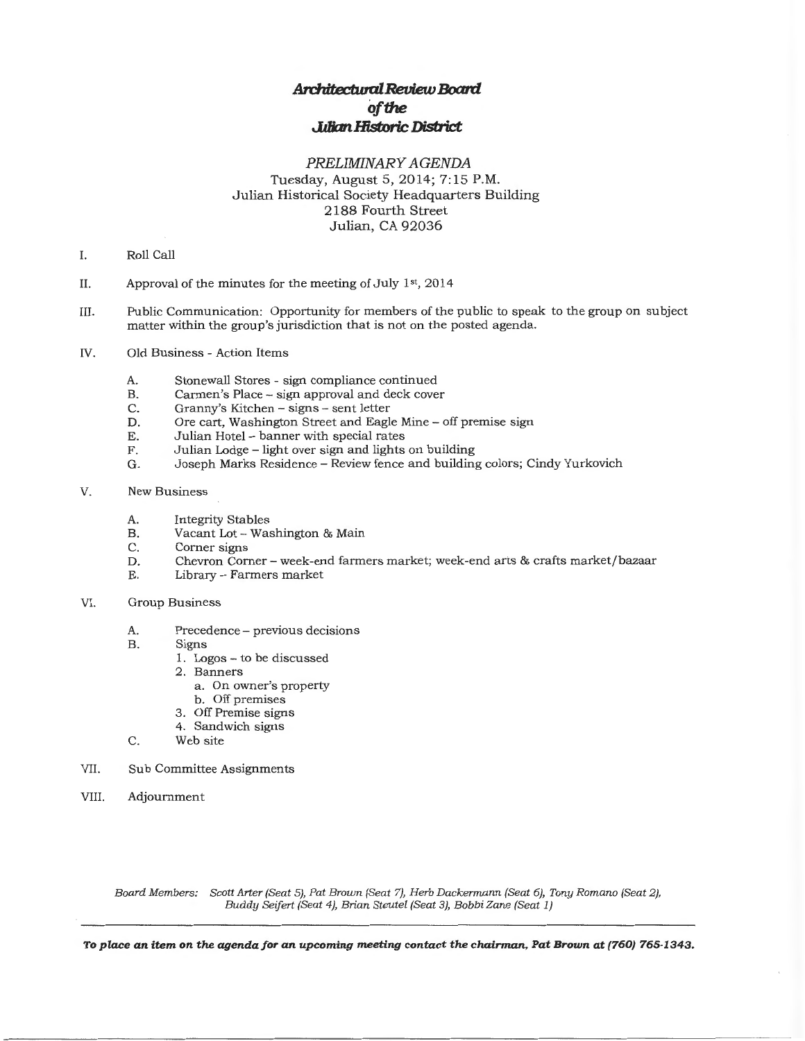# *Architectural Review Board*
# *of the*
# *Julian Historic District*

*PRELIMINARY AGENDA*
Tuesday, August 5, 2014; 7:15 P.M.
Julian Historical Society Headquarters Building
2188 Fourth Street
Julian, CA 92036

I. Roll Call

II. Approval of the minutes for the meeting of July 1st, 2014

III. Public Communication: Opportunity for members of the public to speak to the group on subject matter within the group's jurisdiction that is not on the posted agenda.

IV. Old Business - Action Items

   A. Stonewall Stores - sign compliance continued
   B. Carmen's Place – sign approval and deck cover
   C. Granny's Kitchen – signs – sent letter
   D. Ore cart, Washington Street and Eagle Mine – off premise sign
   E. Julian Hotel – banner with special rates
   F. Julian Lodge – light over sign and lights on building
   G. Joseph Marks Residence – Review fence and building colors; Cindy Yurkovich

V. New Business

   A. Integrity Stables
   B. Vacant Lot – Washington & Main
   C. Corner signs
   D. Chevron Corner – week-end farmers market; week-end arts & crafts market/bazaar
   E. Library – Farmers market

VI. Group Business

   A. Precedence – previous decisions
   B. Signs
      1. Logos – to be discussed
      2. Banners
         a. On owner's property
         b. Off premises
      3. Off Premise signs
      4. Sandwich signs
   C. Web site

VII. Sub Committee Assignments

VIII. Adjournment

*Board Members: Scott Arter (Seat 5), Pat Brown (Seat 7), Herb Dackermann (Seat 6), Tony Romano (Seat 2), Buddy Seifert (Seat 4), Brian Steutel (Seat 3), Bobbi Zane (Seat 1)*

***To place an item on the agenda for an upcoming meeting contact the chairman, Pat Brown at (760) 765-1343.***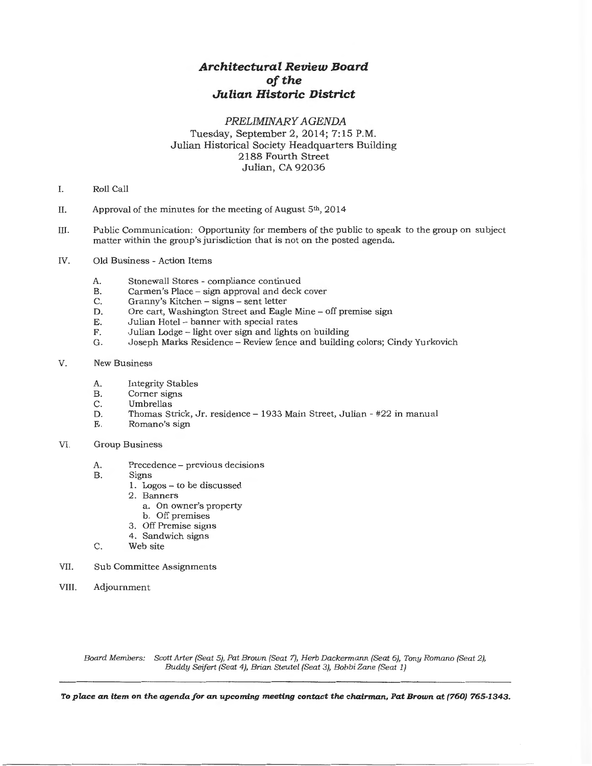# *Architectural Review Board of the Julian Historic District*

*PRELIMINARY AGENDA*
Tuesday, September 2, 2014; 7:15 P.M.
Julian Historical Society Headquarters Building
2188 Fourth Street
Julian, CA 92036

I. Roll Call

II. Approval of the minutes for the meeting of August 5th, 2014

III. Public Communication: Opportunity for members of the public to speak to the group on subject matter within the group's jurisdiction that is not on the posted agenda.

IV. Old Business - Action Items

- A. Stonewall Stores - compliance continued
- B. Carmen's Place – sign approval and deck cover
- C. Granny's Kitchen – signs – sent letter
- D. Ore cart, Washington Street and Eagle Mine – off premise sign
- E. Julian Hotel – banner with special rates
- F. Julian Lodge – light over sign and lights on building
- G. Joseph Marks Residence – Review fence and building colors; Cindy Yurkovich

V. New Business

- A. Integrity Stables
- B. Corner signs
- C. Umbrellas
- D. Thomas Strick, Jr. residence – 1933 Main Street, Julian - #22 in manual
- E. Romano's sign

VI. Group Business

- A. Precedence – previous decisions
- B. Signs
  1. Logos – to be discussed
  2. Banners
     a. On owner's property
     b. Off premises
  3. Off Premise signs
  4. Sandwich signs
- C. Web site

VII. Sub Committee Assignments

VIII. Adjournment

*Board Members: Scott Arter (Seat 5), Pat Brown (Seat 7), Herb Dackermann (Seat 6), Tony Romano (Seat 2), Buddy Seifert (Seat 4), Brian Steutel (Seat 3), Bobbi Zane (Seat 1)*

***To place an item on the agenda for an upcoming meeting contact the chairman, Pat Brown at (760) 765-1343.***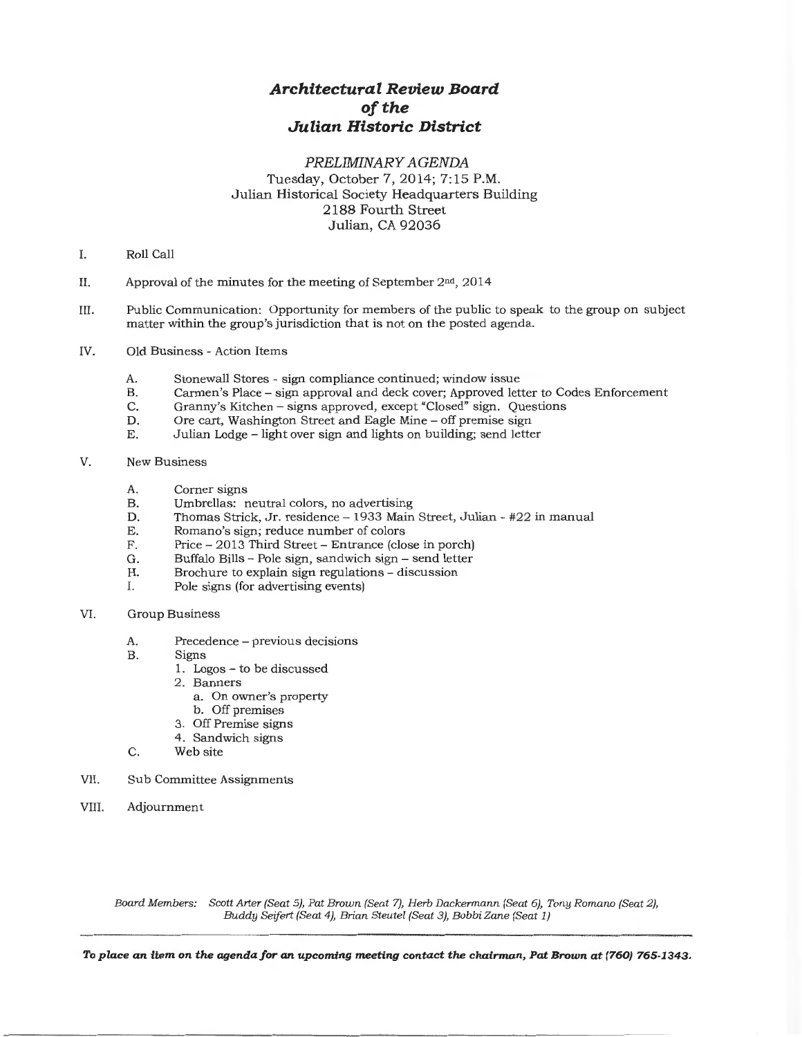# *Architectural Review Board of the Julian Historic District*

*PRELIMINARY AGENDA*
Tuesday, October 7, 2014; 7:15 P.M.
Julian Historical Society Headquarters Building
2188 Fourth Street
Julian, CA 92036

I. Roll Call

II. Approval of the minutes for the meeting of September 2nd, 2014

III. Public Communication: Opportunity for members of the public to speak to the group on subject matter within the group's jurisdiction that is not on the posted agenda.

IV. Old Business - Action Items

- A. Stonewall Stores - sign compliance continued; window issue
- B. Carmen's Place – sign approval and deck cover; Approved letter to Codes Enforcement
- C. Granny's Kitchen – signs approved, except "Closed" sign. Questions
- D. Ore cart, Washington Street and Eagle Mine – off premise sign
- E. Julian Lodge – light over sign and lights on building; send letter

V. New Business

- A. Corner signs
- B. Umbrellas: neutral colors, no advertising
- D. Thomas Strick, Jr. residence – 1933 Main Street, Julian - #22 in manual
- E. Romano's sign; reduce number of colors
- F. Price – 2013 Third Street – Entrance (close in porch)
- G. Buffalo Bills – Pole sign, sandwich sign – send letter
- H. Brochure to explain sign regulations – discussion
- I. Pole signs (for advertising events)

VI. Group Business

- A. Precedence – previous decisions
- B. Signs
  1. Logos – to be discussed
  2. Banners
     a. On owner's property
     b. Off premises
  3. Off Premise signs
  4. Sandwich signs
- C. Web site

VII. Sub Committee Assignments

VIII. Adjournment

*Board Members: Scott Arter (Seat 5), Pat Brown (Seat 7), Herb Dackermann (Seat 6), Tony Romano (Seat 2), Buddy Seifert (Seat 4), Brian Steutel (Seat 3), Bobbi Zane (Seat 1)*

***To place an item on the agenda for an upcoming meeting contact the chairman, Pat Brown at (760) 765-1343.***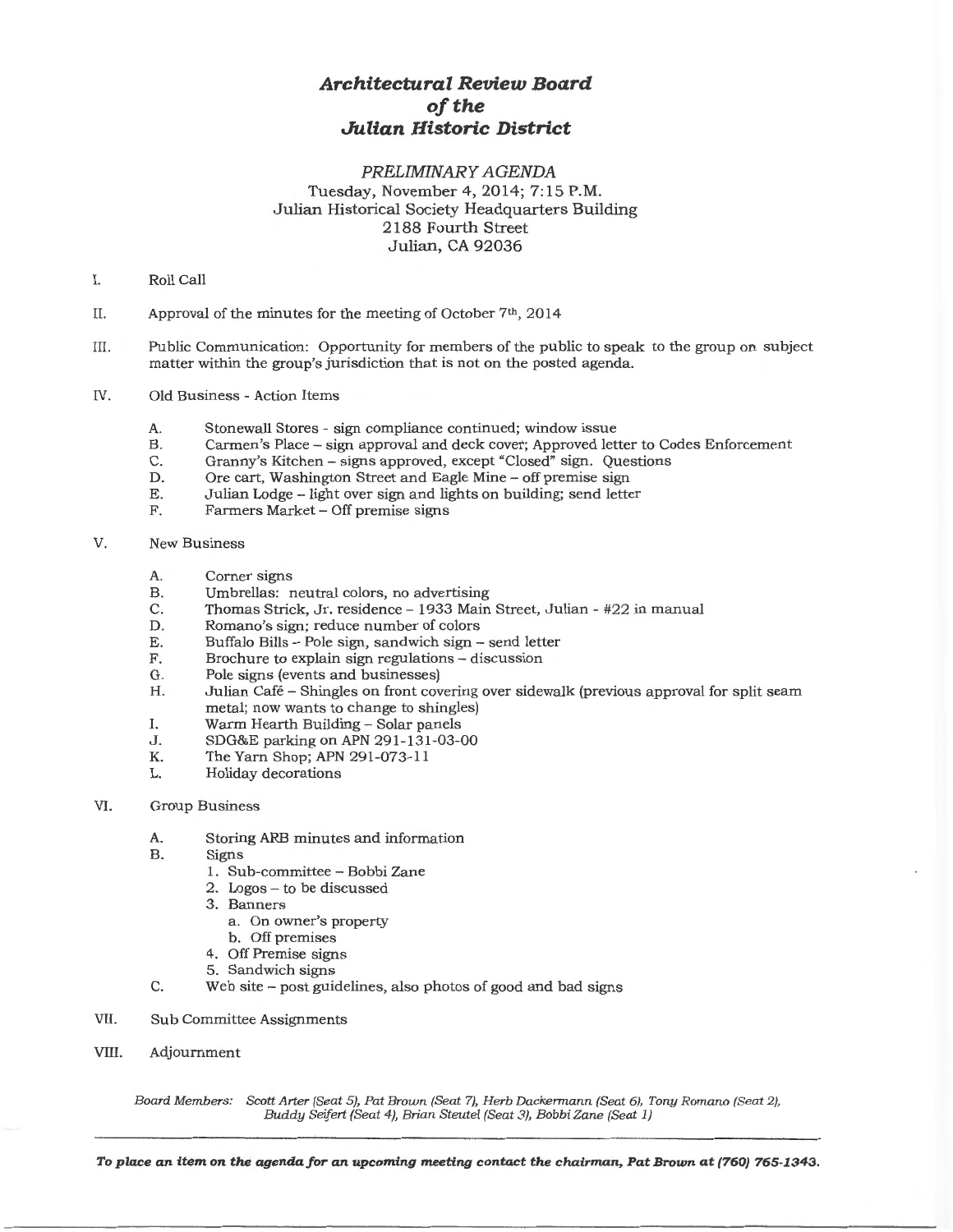# *Architectural Review Board*
# *of the*
# *Julian Historic District*

*PRELIMINARY AGENDA*
Tuesday, November 4, 2014; 7:15 P.M.
Julian Historical Society Headquarters Building
2188 Fourth Street
Julian, CA 92036

I. Roll Call

II. Approval of the minutes for the meeting of October 7th, 2014

III. Public Communication: Opportunity for members of the public to speak to the group on subject matter within the group's jurisdiction that is not on the posted agenda.

IV. Old Business - Action Items

   A. Stonewall Stores - sign compliance continued; window issue
   B. Carmen's Place – sign approval and deck cover; Approved letter to Codes Enforcement
   C. Granny's Kitchen – signs approved, except "Closed" sign. Questions
   D. Ore cart, Washington Street and Eagle Mine – off premise sign
   E. Julian Lodge – light over sign and lights on building; send letter
   F. Farmers Market – Off premise signs

V. New Business

   A. Corner signs
   B. Umbrellas: neutral colors, no advertising
   C. Thomas Strick, Jr. residence – 1933 Main Street, Julian - #22 in manual
   D. Romano's sign; reduce number of colors
   E. Buffalo Bills -- Pole sign, sandwich sign – send letter
   F. Brochure to explain sign regulations – discussion
   G. Pole signs (events and businesses)
   H. Julian Café – Shingles on front covering over sidewalk (previous approval for split seam metal; now wants to change to shingles)
   I. Warm Hearth Building – Solar panels
   J. SDG&E parking on APN 291-131-03-00
   K. The Yarn Shop; APN 291-073-11
   L. Holiday decorations

VI. Group Business

   A. Storing ARB minutes and information
   B. Signs
      1. Sub-committee – Bobbi Zane
      2. Logos – to be discussed
      3. Banners
         a. On owner's property
         b. Off premises
      4. Off Premise signs
      5. Sandwich signs
   C. Web site – post guidelines, also photos of good and bad signs

VII. Sub Committee Assignments

VIII. Adjournment

*Board Members: Scott Arter (Seat 5), Pat Brown (Seat 7), Herb Dackermann (Seat 6), Tony Romano (Seat 2), Buddy Seifert (Seat 4), Brian Steutel (Seat 3), Bobbi Zane (Seat 1)*

***To place an item on the agenda for an upcoming meeting contact the chairman, Pat Brown at (760) 765-1343.***